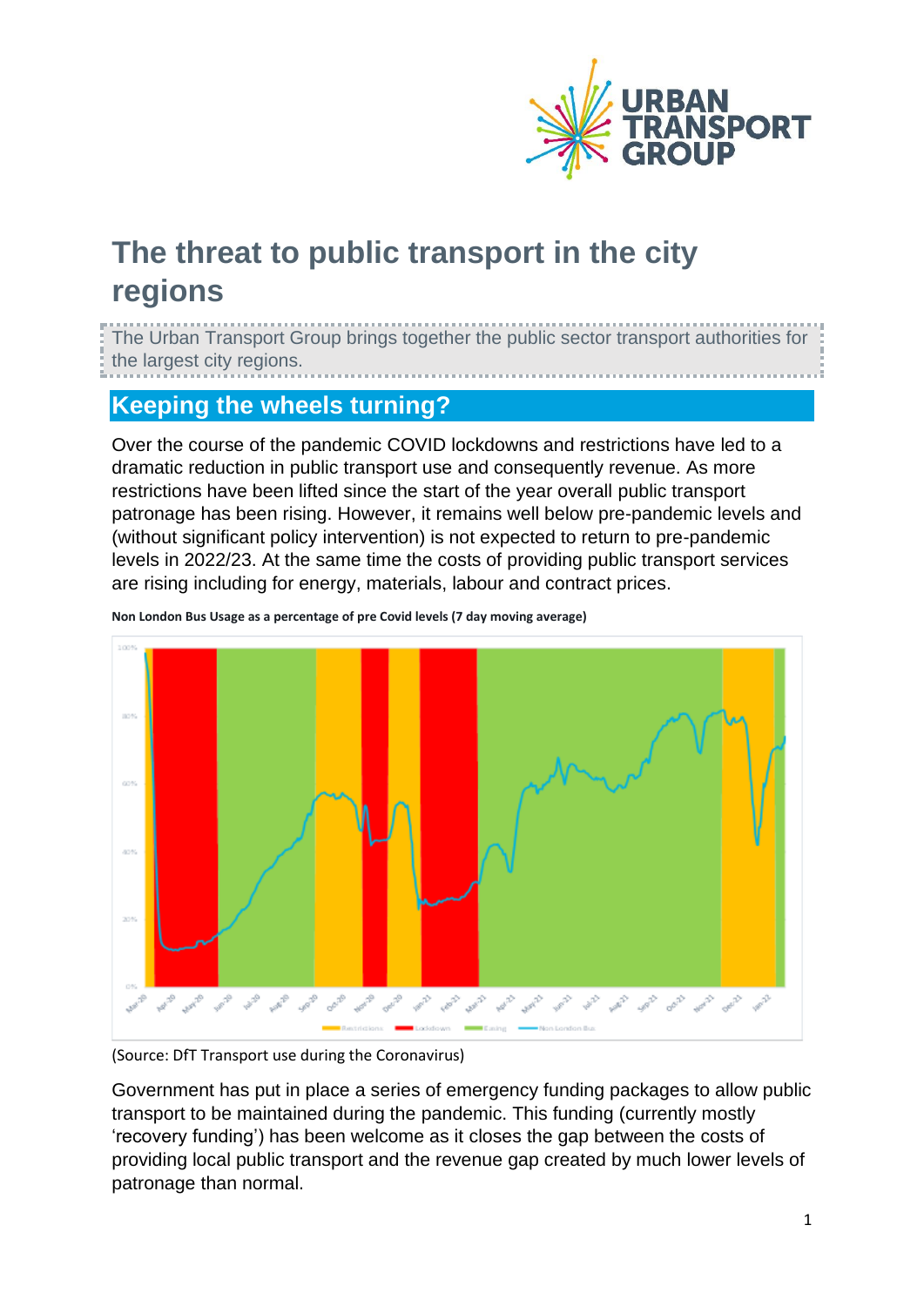# The threat to public transport in the city regions

The Urban Transport Group brings together the public sector transport authorities for the largest city regions.

## Keeping the wheels turning?

Over the course of the pandemic COVID lockdowns and restrictions have led to a dramatic reduction in public transport use and consequently revenue. As more restrictions have been lifted since the start of the year overall public transport patronage has been rising. However, it remains well below pre-pandemic levels and (without significant policy intervention) is not expected to return to pre-pandemic levels in 2022/23. At the same time the costs of providing public transport services are rising including for energy, materials, labour and contract prices.

**Non London Bus Usage as a percentage of pre Covid levels (7 day moving average)**

(Source: DfT Transport use during the Coronavirus)

Government has put in place a series of emergency funding packages to allow public transport to be maintained during the pandemic. This funding (currently mostly 'recovery funding') has been welcome as it closes the gap between the costs of providing local public transport and the revenue gap created by much lower levels of patronage than normal.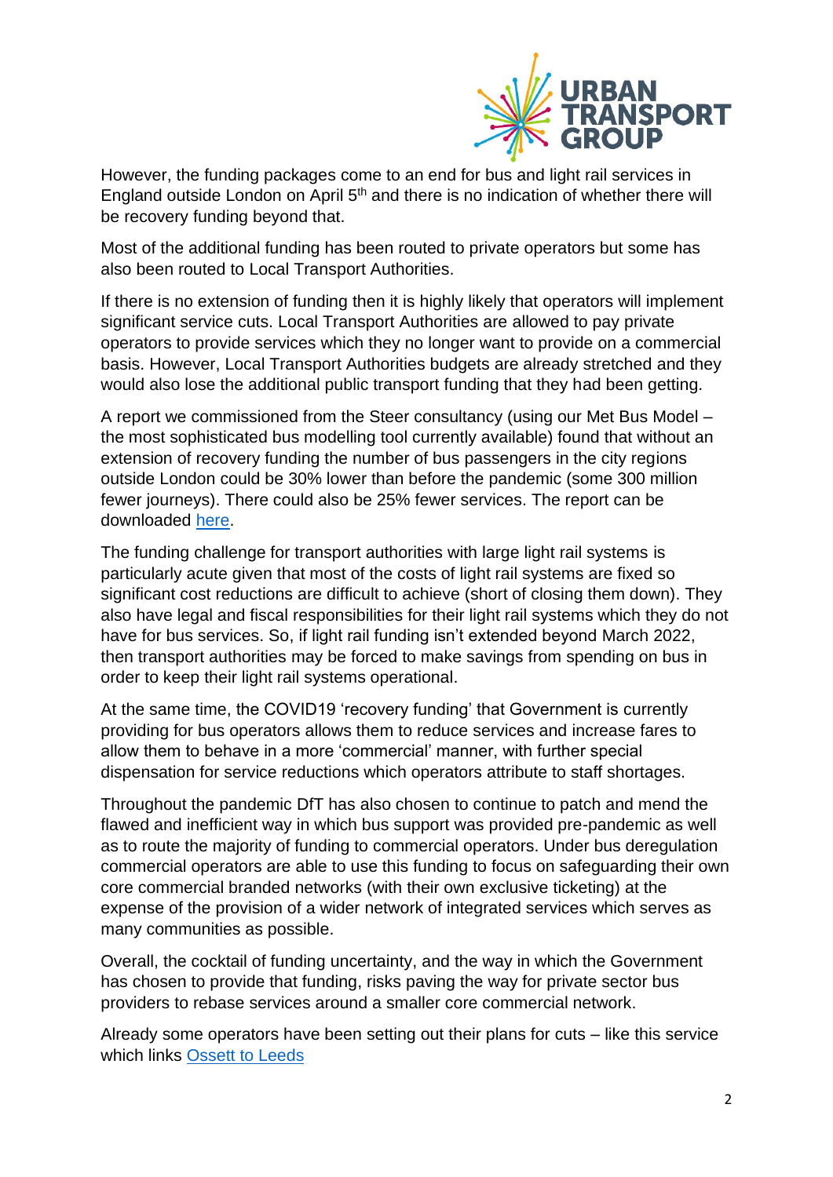However, the funding packages come to an end for bus and light rail services in England outside London on April 5th and there is no indication of whether there will be recovery funding beyond that.

Most of the additional funding has been routed to private operators but some has also been routed to Local Transport Authorities.

If there is no extension of funding then it is highly likely that operators will implement significant service cuts. Local Transport Authorities are allowed to pay private operators to provide services which they no longer want to provide on a commercial basis. However, Local Transport Authorities budgets are already stretched and they would also lose the additional public transport funding that they had been getting.

A report we commissioned from the Steer consultancy (using our Met Bus Model – the most sophisticated bus modelling tool currently available) found that without an extension of recovery funding the number of bus passengers in the city regions outside London could be 30% lower than before the pandemic (some 300 million fewer journeys). There could also be 25% fewer services. The report can be downloaded here.

The funding challenge for transport authorities with large light rail systems is particularly acute given that most of the costs of light rail systems are fixed so significant cost reductions are difficult to achieve (short of closing them down). They also have legal and fiscal responsibilities for their light rail systems which they do not have for bus services. So, if light rail funding isn't extended beyond March 2022, then transport authorities may be forced to make savings from spending on bus in order to keep their light rail systems operational.

At the same time, the COVID19 'recovery funding' that Government is currently providing for bus operators allows them to reduce services and increase fares to allow them to behave in a more 'commercial' manner, with further special dispensation for service reductions which operators attribute to staff shortages.

Throughout the pandemic DfT has also chosen to continue to patch and mend the flawed and inefficient way in which bus support was provided pre-pandemic as well as to route the majority of funding to commercial operators. Under bus deregulation commercial operators are able to use this funding to focus on safeguarding their own core commercial branded networks (with their own exclusive ticketing) at the expense of the provision of a wider network of integrated services which serves as many communities as possible.

Overall, the cocktail of funding uncertainty, and the way in which the Government has chosen to provide that funding, risks paving the way for private sector bus providers to rebase services around a smaller core commercial network.

Already some operators have been setting out their plans for cuts – like this service which links Ossett to Leeds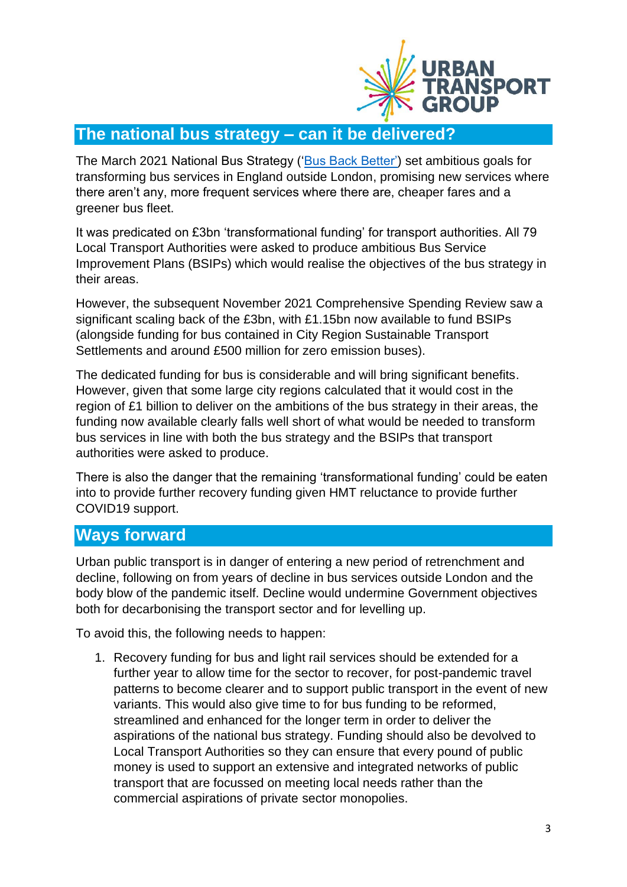## The national bus strategy – can it be delivered?

The March 2021 National Bus Strategy ('Bus Back Better') set ambitious goals for transforming bus services in England outside London, promising new services where there aren't any, more frequent services where there are, cheaper fares and a greener bus fleet.

It was predicated on £3bn 'transformational funding' for transport authorities. All 79 Local Transport Authorities were asked to produce ambitious Bus Service Improvement Plans (BSIPs) which would realise the objectives of the bus strategy in their areas.

However, the subsequent November 2021 Comprehensive Spending Review saw a significant scaling back of the £3bn, with £1.15bn now available to fund BSIPs (alongside funding for bus contained in City Region Sustainable Transport Settlements and around £500 million for zero emission buses).

The dedicated funding for bus is considerable and will bring significant benefits. However, given that some large city regions calculated that it would cost in the region of £1 billion to deliver on the ambitions of the bus strategy in their areas, the funding now available clearly falls well short of what would be needed to transform bus services in line with both the bus strategy and the BSIPs that transport authorities were asked to produce.

There is also the danger that the remaining 'transformational funding' could be eaten into to provide further recovery funding given HMT reluctance to provide further COVID19 support.

## Ways forward

Urban public transport is in danger of entering a new period of retrenchment and decline, following on from years of decline in bus services outside London and the body blow of the pandemic itself. Decline would undermine Government objectives both for decarbonising the transport sector and for levelling up.

To avoid this, the following needs to happen:

1. Recovery funding for bus and light rail services should be extended for a further year to allow time for the sector to recover, for post-pandemic travel patterns to become clearer and to support public transport in the event of new variants. This would also give time to for bus funding to be reformed, streamlined and enhanced for the longer term in order to deliver the aspirations of the national bus strategy. Funding should also be devolved to Local Transport Authorities so they can ensure that every pound of public money is used to support an extensive and integrated networks of public transport that are focussed on meeting local needs rather than the commercial aspirations of private sector monopolies.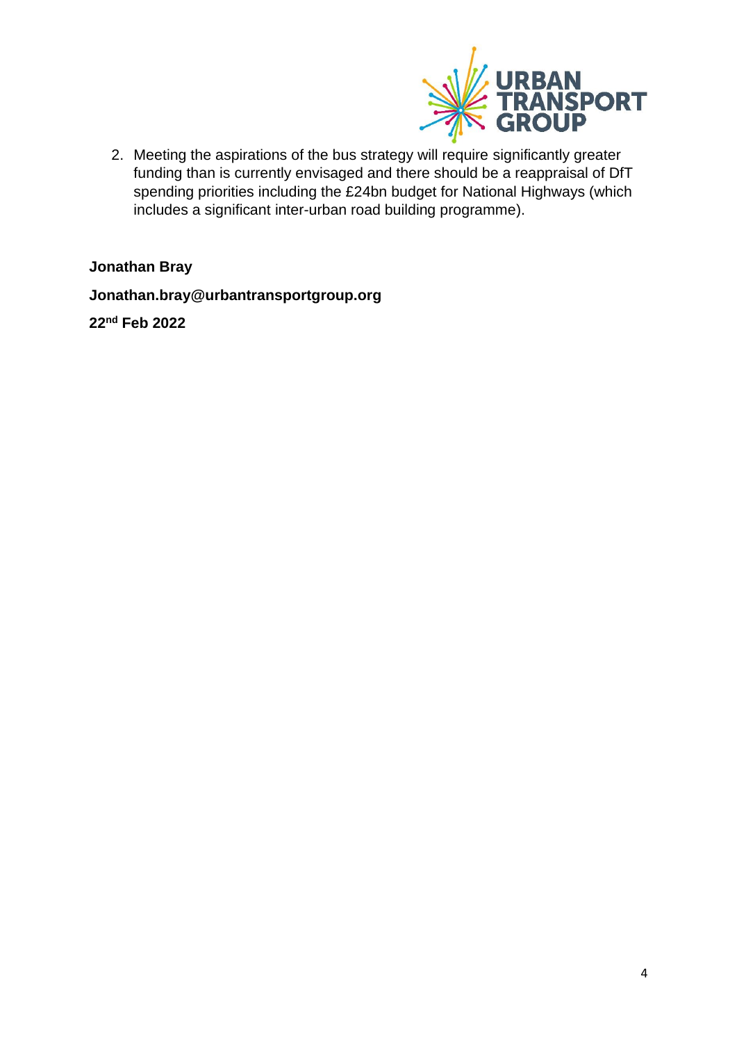2. Meeting the aspirations of the bus strategy will require significantly greater funding than is currently envisaged and there should be a reappraisal of DfT spending priorities including the £24bn budget for National Highways (which includes a significant inter-urban road building programme).

**Jonathan Bray**

**Jonathan.bray@urbantransportgroup.org**

**22nd Feb 2022**